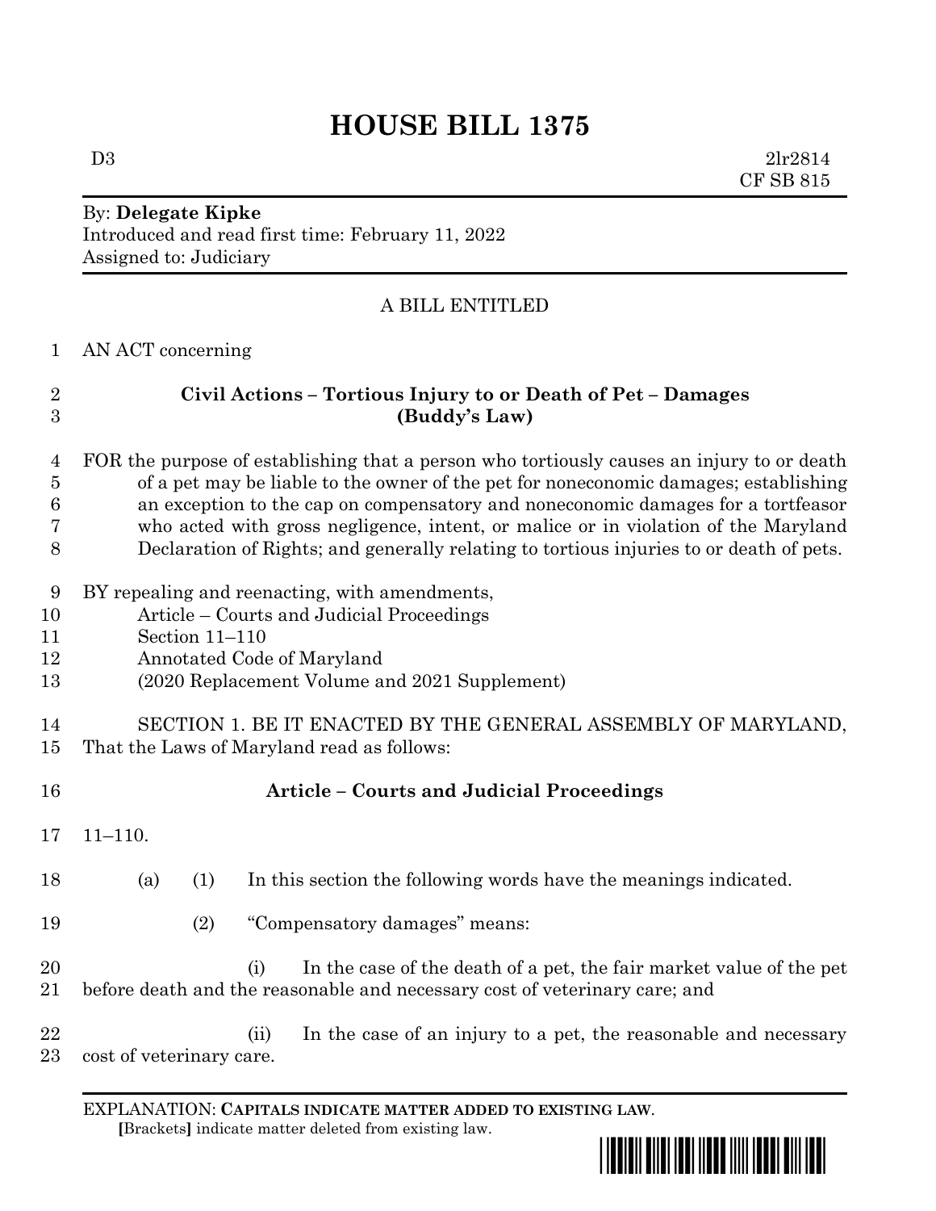# HOUSE BILL 1375

D3 2lr2814
CF SB 815

By: **Delegate Kipke**
Introduced and read first time: February 11, 2022
Assigned to: Judiciary

A BILL ENTITLED

AN ACT concerning

**Civil Actions – Tortious Injury to or Death of Pet – Damages (Buddy's Law)**

FOR the purpose of establishing that a person who tortiously causes an injury to or death of a pet may be liable to the owner of the pet for noneconomic damages; establishing an exception to the cap on compensatory and noneconomic damages for a tortfeasor who acted with gross negligence, intent, or malice or in violation of the Maryland Declaration of Rights; and generally relating to tortious injuries to or death of pets.

BY repealing and reenacting, with amendments,
Article – Courts and Judicial Proceedings
Section 11–110
Annotated Code of Maryland
(2020 Replacement Volume and 2021 Supplement)

SECTION 1. BE IT ENACTED BY THE GENERAL ASSEMBLY OF MARYLAND, That the Laws of Maryland read as follows:

**Article – Courts and Judicial Proceedings**

11–110.

(a) (1) In this section the following words have the meanings indicated.

(2) "Compensatory damages" means:

(i) In the case of the death of a pet, the fair market value of the pet before death and the reasonable and necessary cost of veterinary care; and

(ii) In the case of an injury to a pet, the reasonable and necessary cost of veterinary care.

EXPLANATION: **CAPITALS INDICATE MATTER ADDED TO EXISTING LAW**.
**[**Brackets**]** indicate matter deleted from existing law.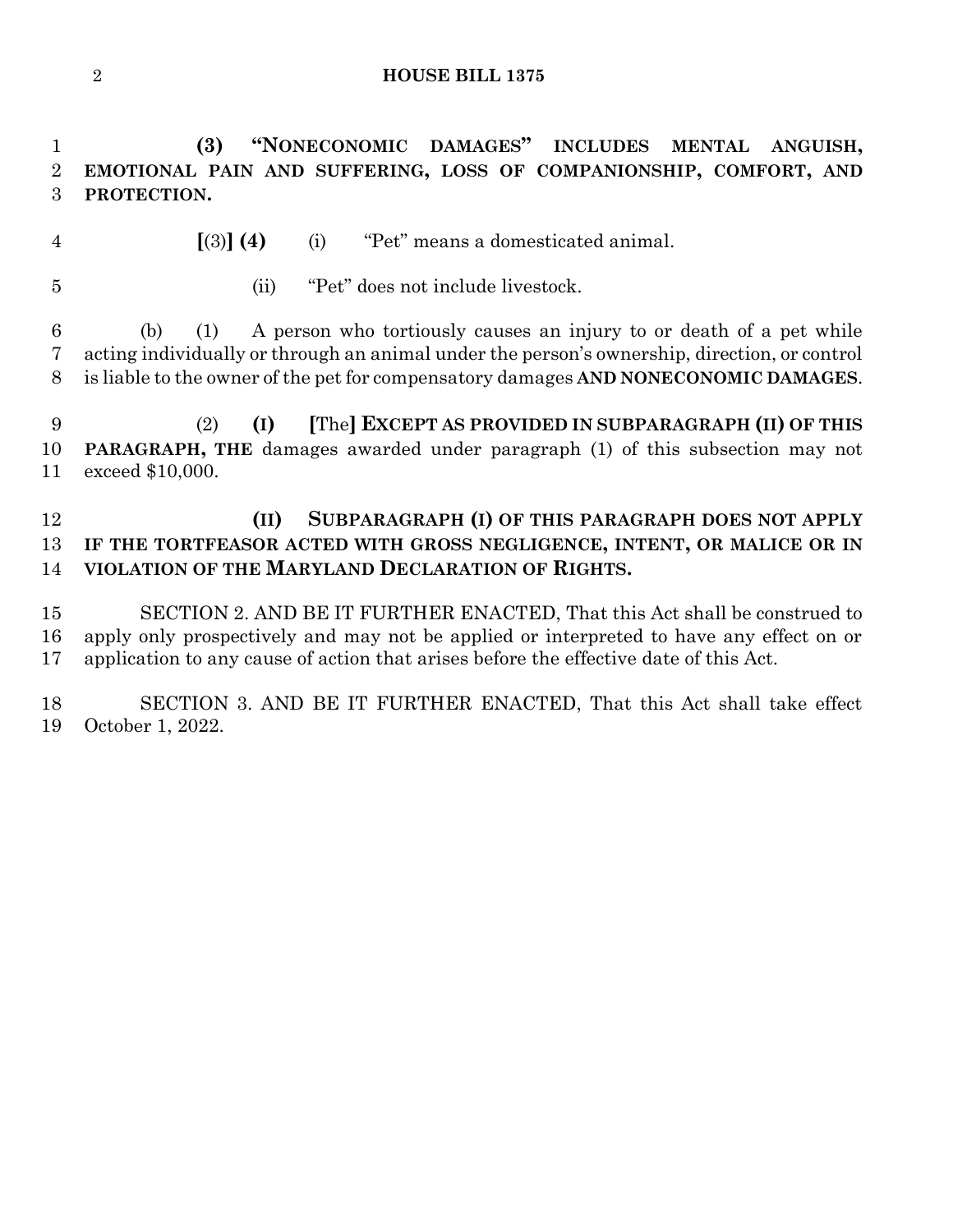**(3) "NONECOMIC DAMAGES" INCLUDES MENTAL ANGUISH, EMOTIONAL PAIN AND SUFFERING, LOSS OF COMPANIONSHIP, COMFORT, AND PROTECTION.**

[(3)] **(4)** (i) "Pet" means a domesticated animal.

(ii) "Pet" does not include livestock.

(b) (1) A person who tortiously causes an injury to or death of a pet while acting individually or through an animal under the person's ownership, direction, or control is liable to the owner of the pet for compensatory damages **AND NONECONOMIC DAMAGES**.

(2) **(I)** [The] **EXCEPT AS PROVIDED IN SUBPARAGRAPH (II) OF THIS PARAGRAPH, THE** damages awarded under paragraph (1) of this subsection may not exceed $10,000.

**(II) SUBPARAGRAPH (I) OF THIS PARAGRAPH DOES NOT APPLY IF THE TORTFEASOR ACTED WITH GROSS NEGLIGENCE, INTENT, OR MALICE OR IN VIOLATION OF THE MARYLAND DECLARATION OF RIGHTS.**

SECTION 2. AND BE IT FURTHER ENACTED, That this Act shall be construed to apply only prospectively and may not be applied or interpreted to have any effect on or application to any cause of action that arises before the effective date of this Act.

SECTION 3. AND BE IT FURTHER ENACTED, That this Act shall take effect October 1, 2022.